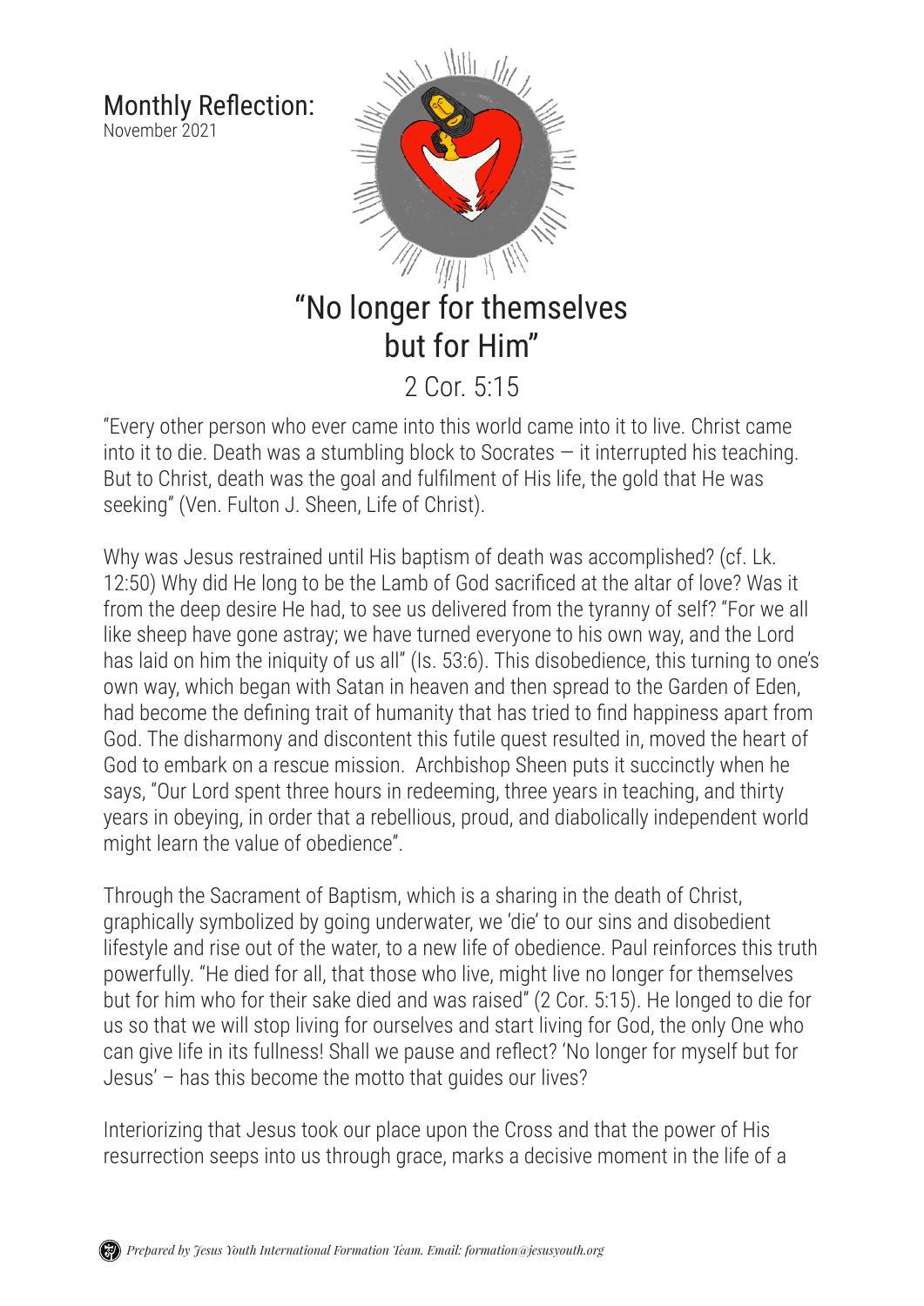# Monthly Reflection:

November 2021

## "No longer for themselves but for Him"

2 Cor. 5:15

"Every other person who ever came into this world came into it to live. Christ came into it to die. Death was a stumbling block to Socrates — it interrupted his teaching. But to Christ, death was the goal and fulfilment of His life, the gold that He was seeking" (Ven. Fulton J. Sheen, Life of Christ).

Why was Jesus restrained until His baptism of death was accomplished? (cf. Lk. 12:50) Why did He long to be the Lamb of God sacrificed at the altar of love? Was it from the deep desire He had, to see us delivered from the tyranny of self? "For we all like sheep have gone astray; we have turned everyone to his own way, and the Lord has laid on him the iniquity of us all" (Is. 53:6). This disobedience, this turning to one's own way, which began with Satan in heaven and then spread to the Garden of Eden, had become the defining trait of humanity that has tried to find happiness apart from God. The disharmony and discontent this futile quest resulted in, moved the heart of God to embark on a rescue mission. Archbishop Sheen puts it succinctly when he says, "Our Lord spent three hours in redeeming, three years in teaching, and thirty years in obeying, in order that a rebellious, proud, and diabolically independent world might learn the value of obedience".

Through the Sacrament of Baptism, which is a sharing in the death of Christ, graphically symbolized by going underwater, we 'die' to our sins and disobedient lifestyle and rise out of the water, to a new life of obedience. Paul reinforces this truth powerfully. "He died for all, that those who live, might live no longer for themselves but for him who for their sake died and was raised" (2 Cor. 5:15). He longed to die for us so that we will stop living for ourselves and start living for God, the only One who can give life in its fullness! Shall we pause and reflect? 'No longer for myself but for Jesus' – has this become the motto that guides our lives?

Interiorizing that Jesus took our place upon the Cross and that the power of His resurrection seeps into us through grace, marks a decisive moment in the life of a

*Prepared by Jesus Youth International Formation Team. Email: formation@jesusyouth.org*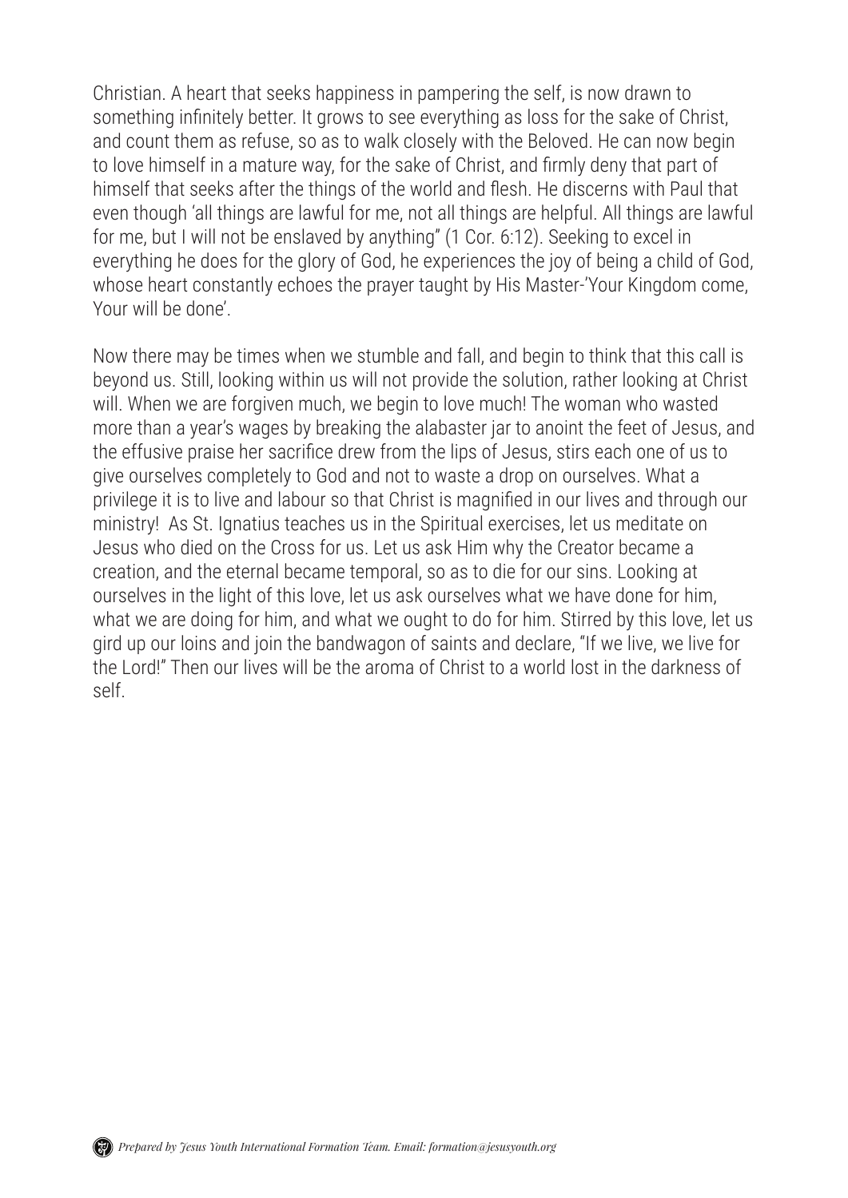Christian. A heart that seeks happiness in pampering the self, is now drawn to something infinitely better. It grows to see everything as loss for the sake of Christ, and count them as refuse, so as to walk closely with the Beloved. He can now begin to love himself in a mature way, for the sake of Christ, and firmly deny that part of himself that seeks after the things of the world and flesh. He discerns with Paul that even though 'all things are lawful for me, not all things are helpful. All things are lawful for me, but I will not be enslaved by anything" (1 Cor. 6:12). Seeking to excel in everything he does for the glory of God, he experiences the joy of being a child of God, whose heart constantly echoes the prayer taught by His Master-'Your Kingdom come, Your will be done'.

Now there may be times when we stumble and fall, and begin to think that this call is beyond us. Still, looking within us will not provide the solution, rather looking at Christ will. When we are forgiven much, we begin to love much! The woman who wasted more than a year's wages by breaking the alabaster jar to anoint the feet of Jesus, and the effusive praise her sacrifice drew from the lips of Jesus, stirs each one of us to give ourselves completely to God and not to waste a drop on ourselves. What a privilege it is to live and labour so that Christ is magnified in our lives and through our ministry! As St. Ignatius teaches us in the Spiritual exercises, let us meditate on Jesus who died on the Cross for us. Let us ask Him why the Creator became a creation, and the eternal became temporal, so as to die for our sins. Looking at ourselves in the light of this love, let us ask ourselves what we have done for him, what we are doing for him, and what we ought to do for him. Stirred by this love, let us gird up our loins and join the bandwagon of saints and declare, "If we live, we live for the Lord!" Then our lives will be the aroma of Christ to a world lost in the darkness of self.

*Prepared by Jesus Youth International Formation Team. Email: formation@jesusyouth.org*